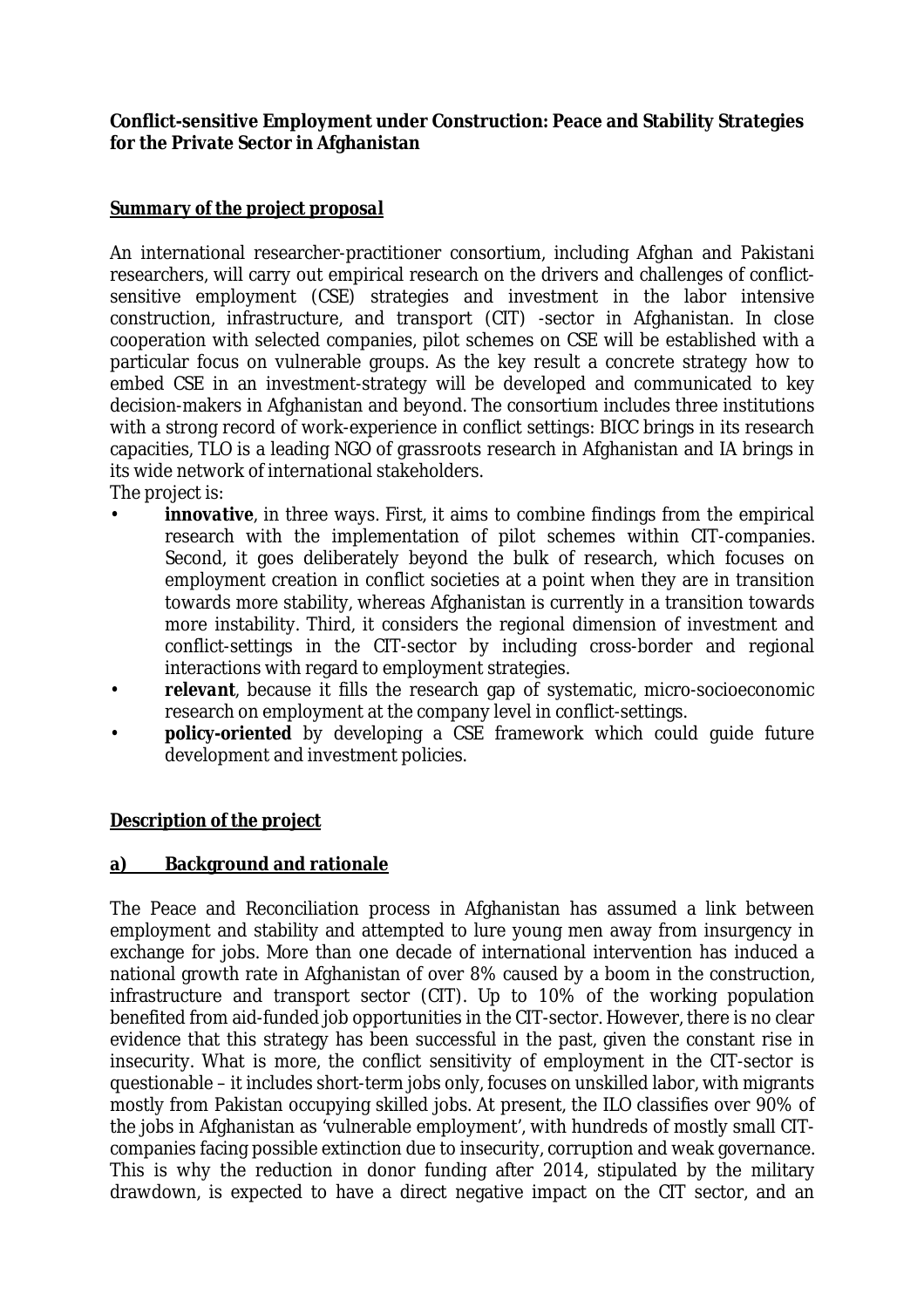**Conflict-sensitive Employment under Construction: Peace and Stability Strategies for the Private Sector in Afghanistan**

***Summary of the project proposal***

An international researcher-practitioner consortium, including Afghan and Pakistani researchers, will carry out empirical research on the drivers and challenges of conflict-sensitive employment (CSE) strategies and investment in the labor intensive construction, infrastructure, and transport (CIT) -sector in Afghanistan. In close cooperation with selected companies, pilot schemes on CSE will be established with a particular focus on vulnerable groups. As the key result a concrete strategy how to embed CSE in an investment-strategy will be developed and communicated to key decision-makers in Afghanistan and beyond. The consortium includes three institutions with a strong record of work-experience in conflict settings: BICC brings in its research capacities, TLO is a leading NGO of grassroots research in Afghanistan and IA brings in its wide network of international stakeholders.

The project is:

- ***innovative***, in three ways. First, it aims to combine findings from the empirical research with the implementation of pilot schemes within CIT-companies. Second, it goes deliberately beyond the bulk of research, which focuses on employment creation in conflict societies at a point when they are in transition towards more stability, whereas Afghanistan is currently in a transition towards more instability. Third, it considers the regional dimension of investment and conflict-settings in the CIT-sector by including cross-border and regional interactions with regard to employment strategies.
- ***relevant***, because it fills the research gap of systematic, micro-socioeconomic research on employment at the company level in conflict-settings.
- **policy-oriented** by developing a CSE framework which could guide future development and investment policies.

**Description of the project**

**a) Background and rationale**

The Peace and Reconciliation process in Afghanistan has assumed a link between employment and stability and attempted to lure young men away from insurgency in exchange for jobs. More than one decade of international intervention has induced a national growth rate in Afghanistan of over 8% caused by a boom in the construction, infrastructure and transport sector (CIT). Up to 10% of the working population benefited from aid-funded job opportunities in the CIT-sector. However, there is no clear evidence that this strategy has been successful in the past, given the constant rise in insecurity. What is more, the conflict sensitivity of employment in the CIT-sector is questionable – it includes short-term jobs only, focuses on unskilled labor, with migrants mostly from Pakistan occupying skilled jobs. At present, the ILO classifies over 90% of the jobs in Afghanistan as 'vulnerable employment', with hundreds of mostly small CIT-companies facing possible extinction due to insecurity, corruption and weak governance. This is why the reduction in donor funding after 2014, stipulated by the military drawdown, is expected to have a direct negative impact on the CIT sector, and an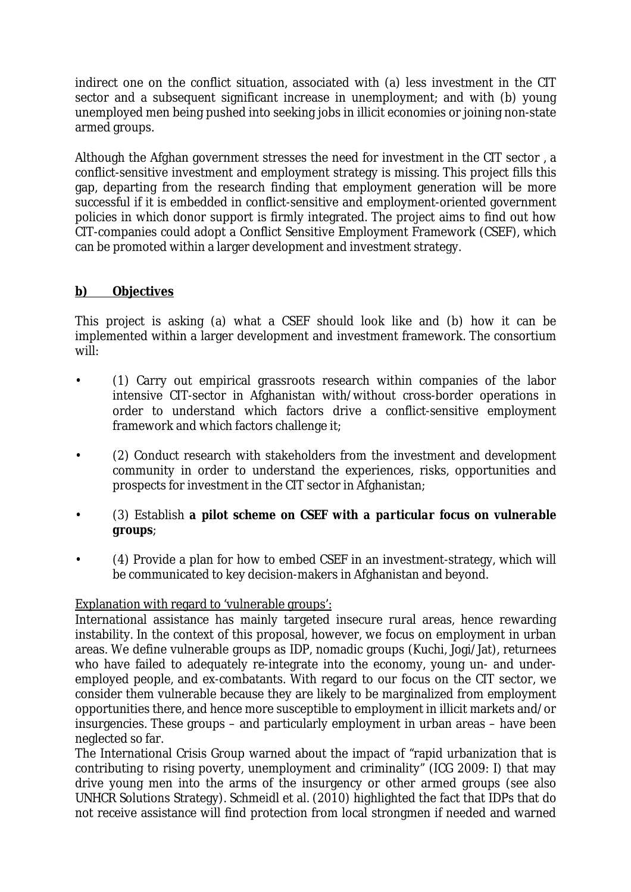indirect one on the conflict situation, associated with (a) less investment in the CIT sector and a subsequent significant increase in unemployment; and with (b) young unemployed men being pushed into seeking jobs in illicit economies or joining non-state armed groups.

Although the Afghan government stresses the need for investment in the CIT sector , a conflict-sensitive investment and employment strategy is missing. This project fills this gap, departing from the research finding that employment generation will be more successful if it is embedded in conflict-sensitive and employment-oriented government policies in which donor support is firmly integrated. The project aims to find out how CIT-companies could adopt a Conflict Sensitive Employment Framework (CSEF), which can be promoted within a larger development and investment strategy.

## **b) Objectives**

This project is asking (a) what a CSEF should look like and (b) how it can be implemented within a larger development and investment framework. The consortium will:

- (1) Carry out empirical grassroots research within companies of the labor intensive CIT-sector in Afghanistan with/without cross-border operations in order to understand which factors drive a conflict-sensitive employment framework and which factors challenge it;
- (2) Conduct research with stakeholders from the investment and development community in order to understand the experiences, risks, opportunities and prospects for investment in the CIT sector in Afghanistan;
- (3) Establish **a pilot scheme on CSEF with a *particular* focus on vulnerable groups**;
- (4) Provide a plan for how to embed CSEF in an investment-strategy, which will be communicated to key decision-makers in Afghanistan and beyond.

Explanation with regard to 'vulnerable groups':
International assistance has mainly targeted insecure rural areas, hence rewarding instability. In the context of this proposal, however, we focus on employment in urban areas. We define vulnerable groups as IDP, nomadic groups (Kuchi, Jogi/Jat), returnees who have failed to adequately re-integrate into the economy, young un- and under-employed people, and ex-combatants. With regard to our focus on the CIT sector, we consider them vulnerable because they are likely to be marginalized from employment opportunities there, and hence more susceptible to employment in illicit markets and/or insurgencies. These groups – and particularly employment in urban areas – have been neglected so far.
The International Crisis Group warned about the impact of "rapid urbanization that is contributing to rising poverty, unemployment and criminality" (ICG 2009: I) that may drive young men into the arms of the insurgency or other armed groups (see also UNHCR Solutions Strategy). Schmeidl et al. (2010) highlighted the fact that IDPs that do not receive assistance will find protection from local strongmen if needed and warned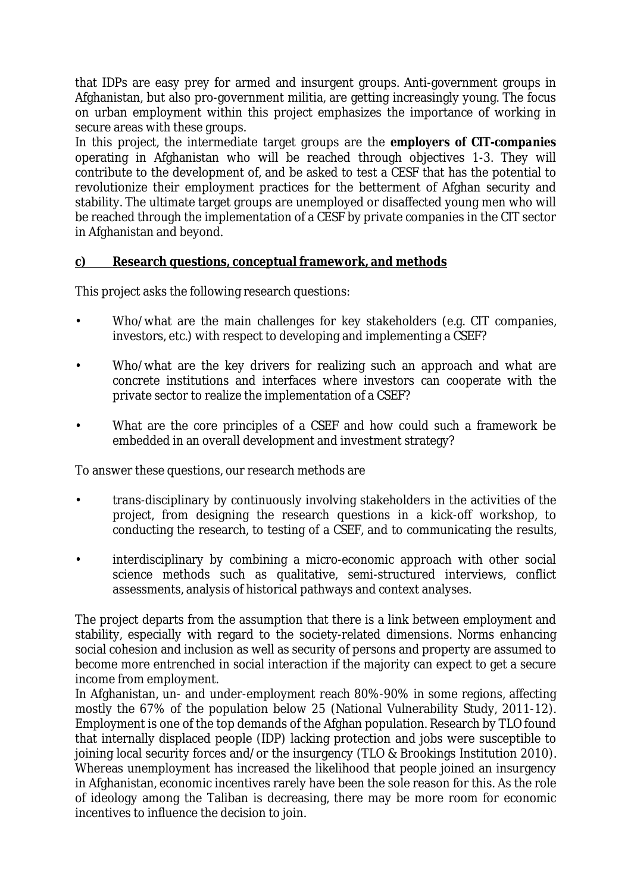that IDPs are easy prey for armed and insurgent groups. Anti-government groups in Afghanistan, but also pro-government militia, are getting increasingly young. The focus on urban employment within this project emphasizes the importance of working in secure areas with these groups.

In this project, the intermediate target groups are the **employers of CIT-companies** operating in Afghanistan who will be reached through objectives 1-3. They will contribute to the development of, and be asked to test a CESF that has the potential to revolutionize their employment practices for the betterment of Afghan security and stability. The ultimate target groups are unemployed or disaffected young men who will be reached through the implementation of a CESF by private companies in the CIT sector in Afghanistan and beyond.

**c) Research questions, conceptual framework, and methods**

This project asks the following research questions:

- Who/what are the main challenges for key stakeholders (e.g. CIT companies, investors, etc.) with respect to developing and implementing a CSEF?
- Who/what are the key drivers for realizing such an approach and what are concrete institutions and interfaces where investors can cooperate with the private sector to realize the implementation of a CSEF?
- What are the core principles of a CSEF and how could such a framework be embedded in an overall development and investment strategy?

To answer these questions, our research methods are

- trans-disciplinary by continuously involving stakeholders in the activities of the project, from designing the research questions in a kick-off workshop, to conducting the research, to testing of a CSEF, and to communicating the results,
- interdisciplinary by combining a micro-economic approach with other social science methods such as qualitative, semi-structured interviews, conflict assessments, analysis of historical pathways and context analyses.

The project departs from the assumption that there is a link between employment and stability, especially with regard to the society-related dimensions. Norms enhancing social cohesion and inclusion as well as security of persons and property are assumed to become more entrenched in social interaction if the majority can expect to get a secure income from employment.

In Afghanistan, un- and under-employment reach 80%-90% in some regions, affecting mostly the 67% of the population below 25 (National Vulnerability Study, 2011-12). Employment is one of the top demands of the Afghan population. Research by TLO found that internally displaced people (IDP) lacking protection and jobs were susceptible to joining local security forces and/or the insurgency (TLO & Brookings Institution 2010). Whereas unemployment has increased the likelihood that people joined an insurgency in Afghanistan, economic incentives rarely have been the sole reason for this. As the role of ideology among the Taliban is decreasing, there may be more room for economic incentives to influence the decision to join.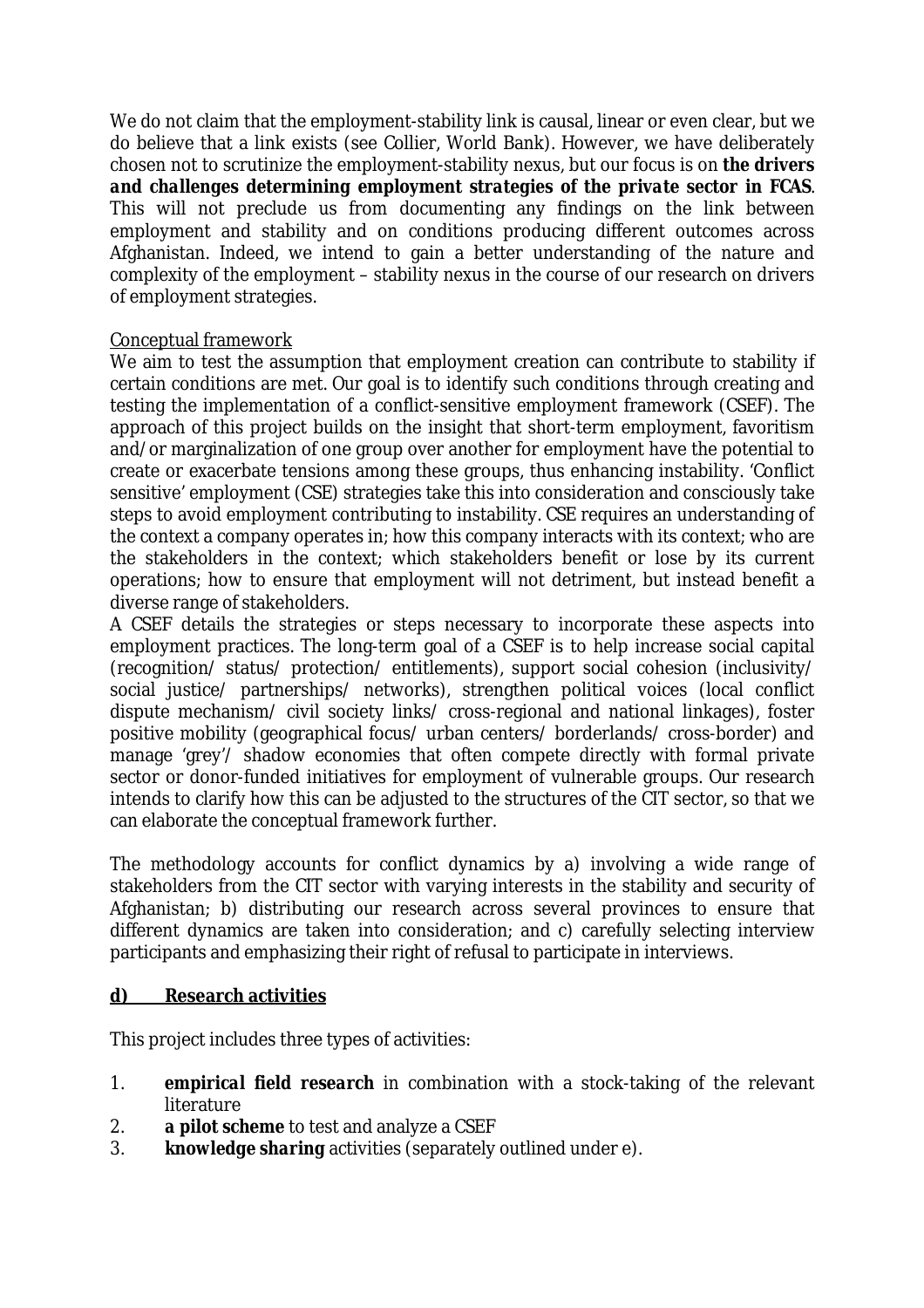We do not claim that the employment-stability link is causal, linear or even clear, but we do believe that a link exists (see Collier, World Bank). However, we have deliberately chosen not to scrutinize the employment-stability nexus, but our focus is on ***the drivers and challenges determining employment strategies of the private sector in FCAS***. This will not preclude us from documenting any findings on the link between employment and stability and on conditions producing different outcomes across Afghanistan. Indeed, we intend to gain a better understanding of the nature and complexity of the employment – stability nexus in the course of our research on drivers of employment strategies.

Conceptual framework

We aim to test the assumption that employment creation can contribute to stability if certain conditions are met. Our goal is to identify such conditions through creating and testing the implementation of a conflict-sensitive employment framework (CSEF). The approach of this project builds on the insight that short-term employment, favoritism and/or marginalization of one group over another for employment have the potential to create or exacerbate tensions among these groups, thus enhancing instability. 'Conflict sensitive' employment (CSE) strategies take this into consideration and consciously take steps to avoid employment contributing to instability. CSE requires an understanding of the context a company operates in; how this company interacts with its context; who are the stakeholders in the context; which stakeholders benefit or lose by its current operations; how to ensure that employment will not detriment, but instead benefit a diverse range of stakeholders.

A CSEF details the strategies or steps necessary to incorporate these aspects into employment practices. The long-term goal of a CSEF is to help increase social capital (recognition/ status/ protection/ entitlements), support social cohesion (inclusivity/ social justice/ partnerships/ networks), strengthen political voices (local conflict dispute mechanism/ civil society links/ cross-regional and national linkages), foster positive mobility (geographical focus/ urban centers/ borderlands/ cross-border) and manage 'grey'/ shadow economies that often compete directly with formal private sector or donor-funded initiatives for employment of vulnerable groups. Our research intends to clarify how this can be adjusted to the structures of the CIT sector, so that we can elaborate the conceptual framework further.

The methodology accounts for conflict dynamics by a) involving a wide range of stakeholders from the CIT sector with varying interests in the stability and security of Afghanistan; b) distributing our research across several provinces to ensure that different dynamics are taken into consideration; and c) carefully selecting interview participants and emphasizing their right of refusal to participate in interviews.

## d) Research activities

This project includes three types of activities:

1. ***empirical field research*** in combination with a stock-taking of the relevant literature
2. **a pilot scheme** to test and analyze a CSEF
3. ***knowledge sharing*** activities (separately outlined under e).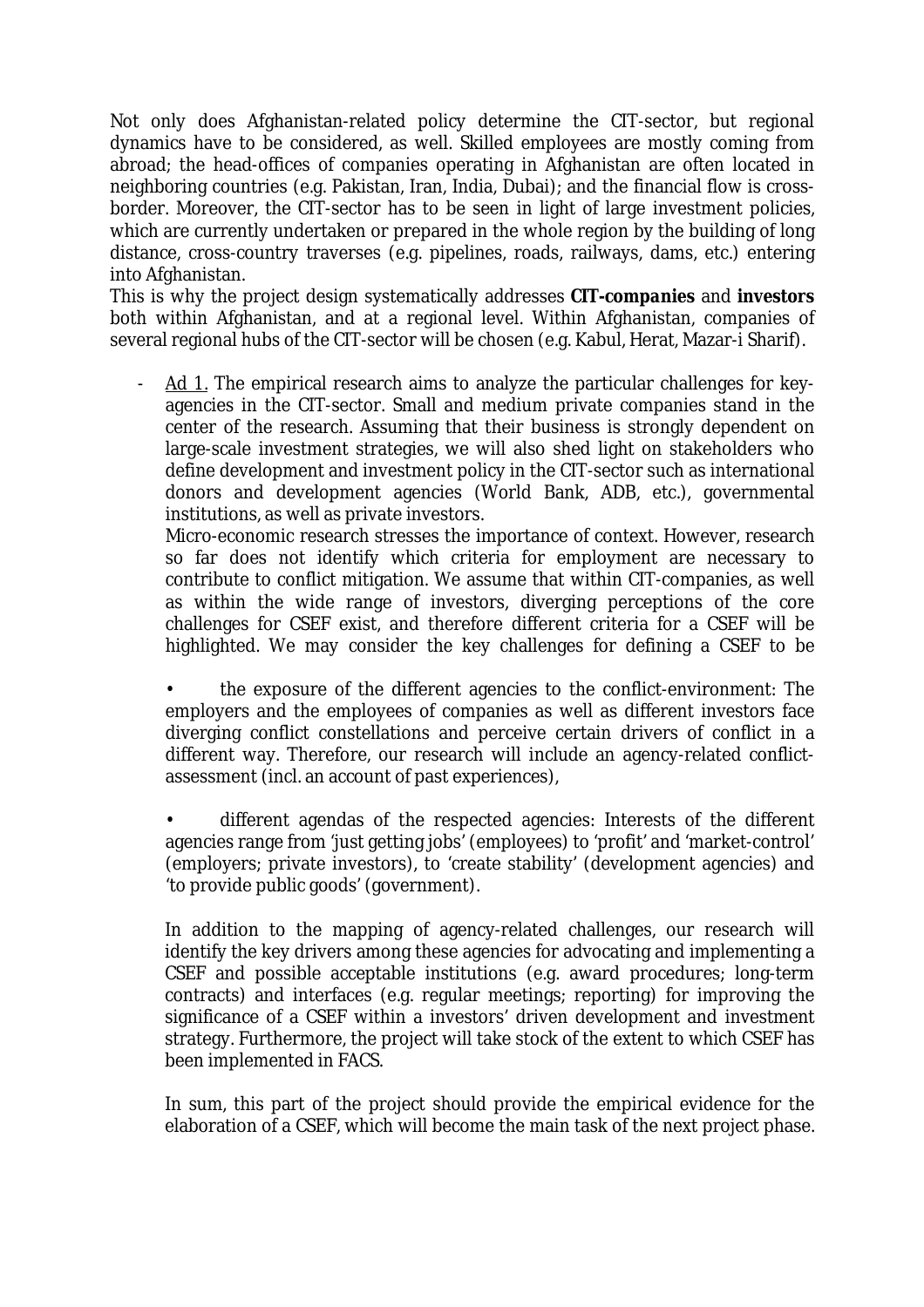Not only does Afghanistan-related policy determine the CIT-sector, but regional dynamics have to be considered, as well. Skilled employees are mostly coming from abroad; the head-offices of companies operating in Afghanistan are often located in neighboring countries (e.g. Pakistan, Iran, India, Dubai); and the financial flow is cross-border. Moreover, the CIT-sector has to be seen in light of large investment policies, which are currently undertaken or prepared in the whole region by the building of long distance, cross-country traverses (e.g. pipelines, roads, railways, dams, etc.) entering into Afghanistan.

This is why the project design systematically addresses **CIT-companies** and **investors** both within Afghanistan, and at a regional level. Within Afghanistan, companies of several regional hubs of the CIT-sector will be chosen (e.g. Kabul, Herat, Mazar-i Sharif).

- Ad 1. The empirical research aims to analyze the particular challenges for key-agencies in the CIT-sector. Small and medium private companies stand in the center of the research. Assuming that their business is strongly dependent on large-scale investment strategies, we will also shed light on stakeholders who define development and investment policy in the CIT-sector such as international donors and development agencies (World Bank, ADB, etc.), governmental institutions, as well as private investors.

  Micro-economic research stresses the importance of context. However, research so far does not identify which criteria for employment are necessary to contribute to conflict mitigation. We assume that within CIT-companies, as well as within the wide range of investors, diverging perceptions of the core challenges for CSEF exist, and therefore different criteria for a CSEF will be highlighted. We may consider the key challenges for defining a CSEF to be

  - the exposure of the different agencies to the conflict-environment: The employers and the employees of companies as well as different investors face diverging conflict constellations and perceive certain drivers of conflict in a different way. Therefore, our research will include an agency-related conflict-assessment (incl. an account of past experiences),

  - different agendas of the respected agencies: Interests of the different agencies range from 'just getting jobs' (employees) to 'profit' and 'market-control' (employers; private investors), to 'create stability' (development agencies) and 'to provide public goods' (government).

  In addition to the mapping of agency-related challenges, our research will identify the key drivers among these agencies for advocating and implementing a CSEF and possible acceptable institutions (e.g. award procedures; long-term contracts) and interfaces (e.g. regular meetings; reporting) for improving the significance of a CSEF within a investors' driven development and investment strategy. Furthermore, the project will take stock of the extent to which CSEF has been implemented in FACS.

  In sum, this part of the project should provide the empirical evidence for the elaboration of a CSEF, which will become the main task of the next project phase.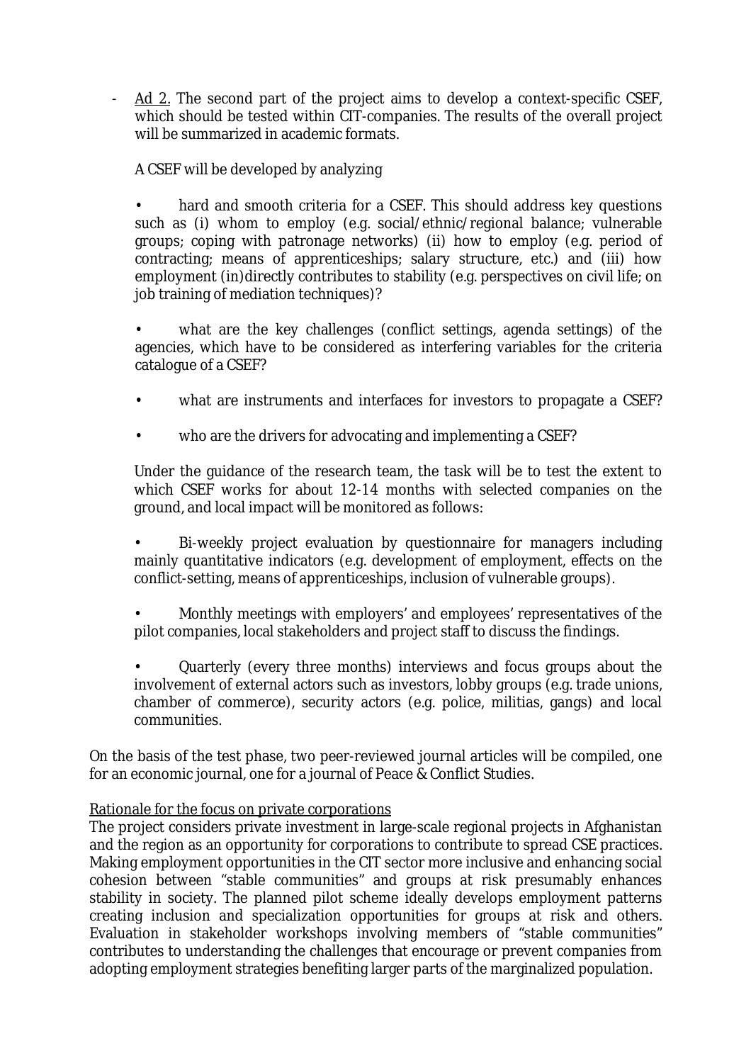- Ad 2. The second part of the project aims to develop a context-specific CSEF, which should be tested within CIT-companies. The results of the overall project will be summarized in academic formats.

  A CSEF will be developed by analyzing

  - hard and smooth criteria for a CSEF. This should address key questions such as (i) whom to employ (e.g. social/ethnic/regional balance; vulnerable groups; coping with patronage networks) (ii) how to employ (e.g. period of contracting; means of apprenticeships; salary structure, etc.) and (iii) how employment (in)directly contributes to stability (e.g. perspectives on civil life; on job training of mediation techniques)?

  - what are the key challenges (conflict settings, agenda settings) of the agencies, which have to be considered as interfering variables for the criteria catalogue of a CSEF?

  - what are instruments and interfaces for investors to propagate a CSEF?

  - who are the drivers for advocating and implementing a CSEF?

  Under the guidance of the research team, the task will be to test the extent to which CSEF works for about 12-14 months with selected companies on the ground, and local impact will be monitored as follows:

  - Bi-weekly project evaluation by questionnaire for managers including mainly quantitative indicators (e.g. development of employment, effects on the conflict-setting, means of apprenticeships, inclusion of vulnerable groups).

  - Monthly meetings with employers' and employees' representatives of the pilot companies, local stakeholders and project staff to discuss the findings.

  - Quarterly (every three months) interviews and focus groups about the involvement of external actors such as investors, lobby groups (e.g. trade unions, chamber of commerce), security actors (e.g. police, militias, gangs) and local communities.

On the basis of the test phase, two peer-reviewed journal articles will be compiled, one for an economic journal, one for a journal of Peace & Conflict Studies.

Rationale for the focus on private corporations

The project considers private investment in large-scale regional projects in Afghanistan and the region as an opportunity for corporations to contribute to spread CSE practices. Making employment opportunities in the CIT sector more inclusive and enhancing social cohesion between "stable communities" and groups at risk presumably enhances stability in society. The planned pilot scheme ideally develops employment patterns creating inclusion and specialization opportunities for groups at risk and others. Evaluation in stakeholder workshops involving members of "stable communities" contributes to understanding the challenges that encourage or prevent companies from adopting employment strategies benefiting larger parts of the marginalized population.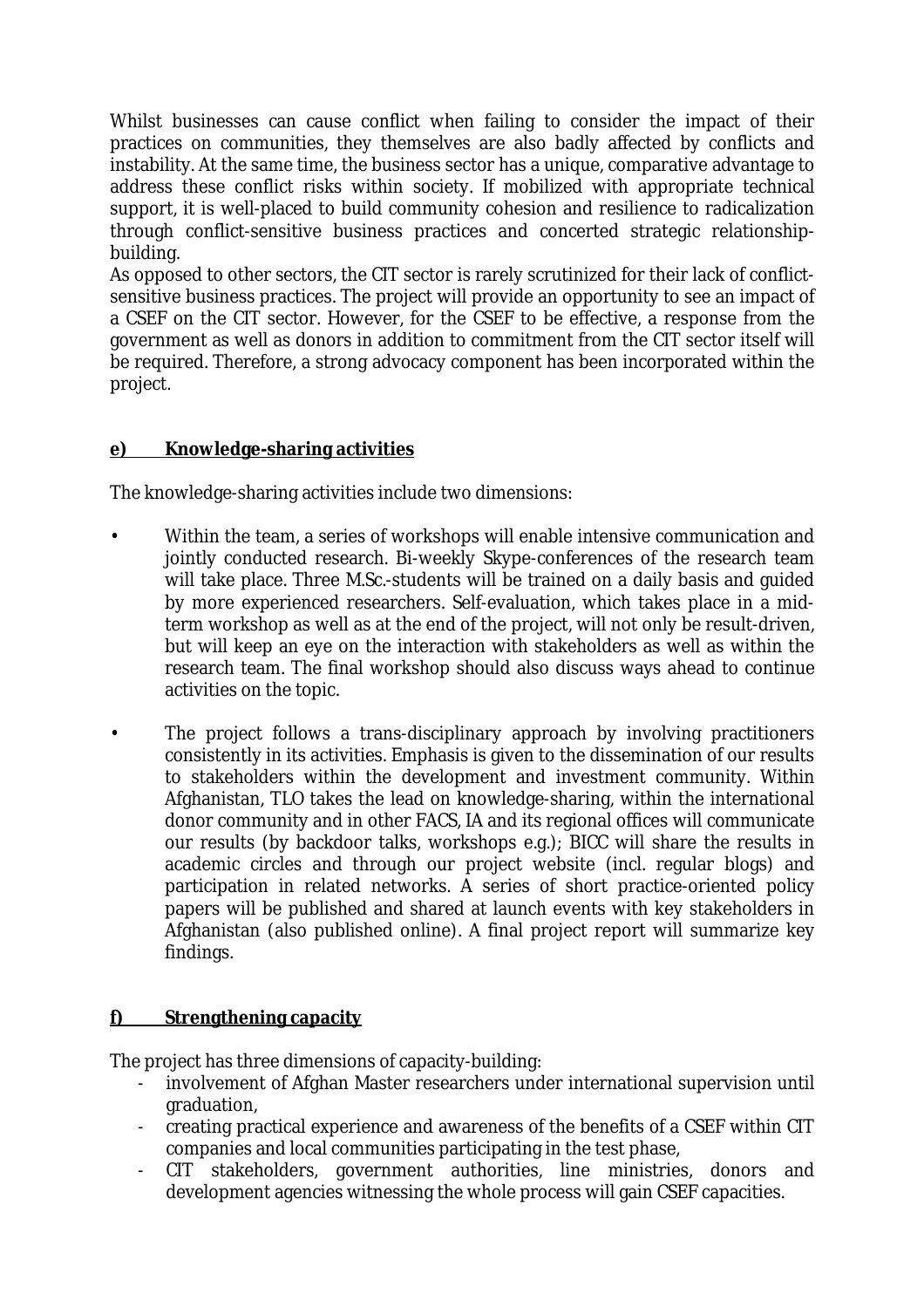Whilst businesses can cause conflict when failing to consider the impact of their practices on communities, they themselves are also badly affected by conflicts and instability. At the same time, the business sector has a unique, comparative advantage to address these conflict risks within society. If mobilized with appropriate technical support, it is well-placed to build community cohesion and resilience to radicalization through conflict-sensitive business practices and concerted strategic relationship-building.

As opposed to other sectors, the CIT sector is rarely scrutinized for their lack of conflict-sensitive business practices. The project will provide an opportunity to see an impact of a CSEF on the CIT sector. However, for the CSEF to be effective, a response from the government as well as donors in addition to commitment from the CIT sector itself will be required. Therefore, a strong advocacy component has been incorporated within the project.

#### **<u>e) Knowledge-sharing activities</u>**

The knowledge-sharing activities include two dimensions:

- Within the team, a series of workshops will enable intensive communication and jointly conducted research. Bi-weekly Skype-conferences of the research team will take place. Three M.Sc.-students will be trained on a daily basis and guided by more experienced researchers. Self-evaluation, which takes place in a mid-term workshop as well as at the end of the project, will not only be result-driven, but will keep an eye on the interaction with stakeholders as well as within the research team. The final workshop should also discuss ways ahead to continue activities on the topic.

- The project follows a trans-disciplinary approach by involving practitioners consistently in its activities. Emphasis is given to the dissemination of our results to stakeholders within the development and investment community. Within Afghanistan, TLO takes the lead on knowledge-sharing, within the international donor community and in other FACS, IA and its regional offices will communicate our results (by backdoor talks, workshops e.g.); BICC will share the results in academic circles and through our project website (incl. regular blogs) and participation in related networks. A series of short practice-oriented policy papers will be published and shared at launch events with key stakeholders in Afghanistan (also published online). A final project report will summarize key findings.

#### **<u>f) Strengthening capacity</u>**

The project has three dimensions of capacity-building:

- involvement of Afghan Master researchers under international supervision until graduation,
- creating practical experience and awareness of the benefits of a CSEF within CIT companies and local communities participating in the test phase,
- CIT stakeholders, government authorities, line ministries, donors and development agencies witnessing the whole process will gain CSEF capacities.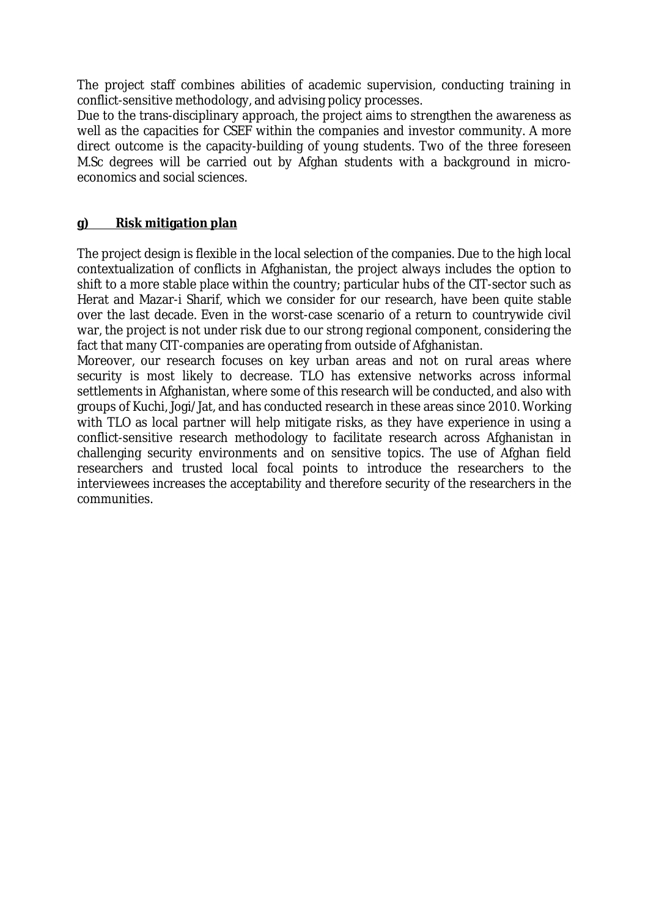The project staff combines abilities of academic supervision, conducting training in conflict-sensitive methodology, and advising policy processes.
Due to the trans-disciplinary approach, the project aims to strengthen the awareness as well as the capacities for CSEF within the companies and investor community. A more direct outcome is the capacity-building of young students. Two of the three foreseen M.Sc degrees will be carried out by Afghan students with a background in micro-economics and social sciences.

### **g) Risk mitigation plan**

The project design is flexible in the local selection of the companies. Due to the high local contextualization of conflicts in Afghanistan, the project always includes the option to shift to a more stable place within the country; particular hubs of the CIT-sector such as Herat and Mazar-i Sharif, which we consider for our research, have been quite stable over the last decade. Even in the worst-case scenario of a return to countrywide civil war, the project is not under risk due to our strong regional component, considering the fact that many CIT-companies are operating from outside of Afghanistan.
Moreover, our research focuses on key urban areas and not on rural areas where security is most likely to decrease. TLO has extensive networks across informal settlements in Afghanistan, where some of this research will be conducted, and also with groups of Kuchi, Jogi/Jat, and has conducted research in these areas since 2010. Working with TLO as local partner will help mitigate risks, as they have experience in using a conflict-sensitive research methodology to facilitate research across Afghanistan in challenging security environments and on sensitive topics. The use of Afghan field researchers and trusted local focal points to introduce the researchers to the interviewees increases the acceptability and therefore security of the researchers in the communities.